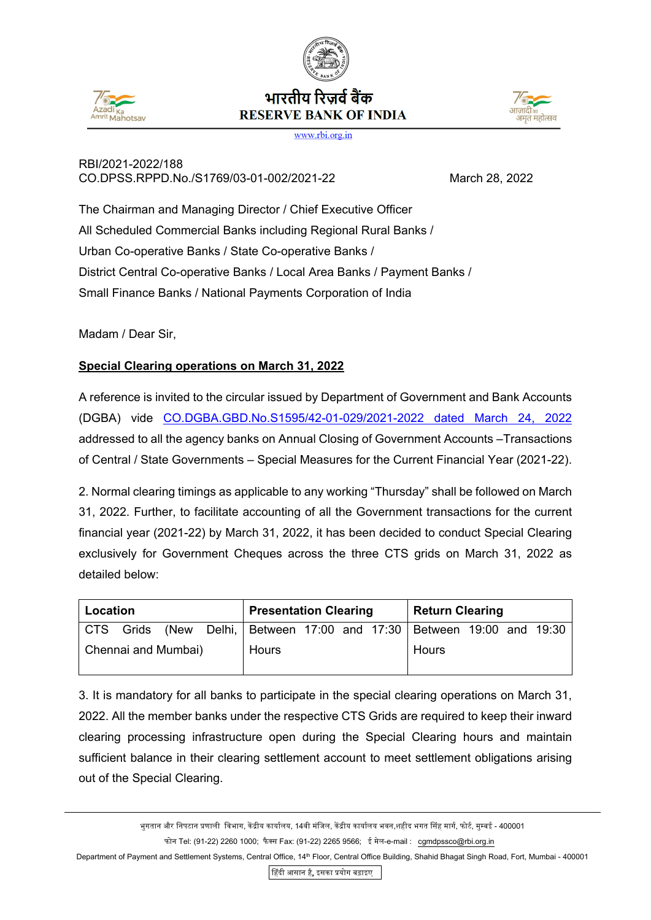भारतीय रिज़र्व बैंक
RESERVE BANK OF INDIA
www.rbi.org.in

RBI/2021-2022/188
CO.DPSS.RPPD.No./S1769/03-01-002/2021-22 March 28, 2022

The Chairman and Managing Director / Chief Executive Officer
All Scheduled Commercial Banks including Regional Rural Banks /
Urban Co-operative Banks / State Co-operative Banks /
District Central Co-operative Banks / Local Area Banks / Payment Banks /
Small Finance Banks / National Payments Corporation of India

Madam / Dear Sir,

**Special Clearing operations on March 31, 2022**

A reference is invited to the circular issued by Department of Government and Bank Accounts (DGBA) vide CO.DGBA.GBD.No.S1595/42-01-029/2021-2022 dated March 24, 2022 addressed to all the agency banks on Annual Closing of Government Accounts –Transactions of Central / State Governments – Special Measures for the Current Financial Year (2021-22).

2. Normal clearing timings as applicable to any working "Thursday" shall be followed on March 31, 2022. Further, to facilitate accounting of all the Government transactions for the current financial year (2021-22) by March 31, 2022, it has been decided to conduct Special Clearing exclusively for Government Cheques across the three CTS grids on March 31, 2022 as detailed below:

| Location | Presentation Clearing | Return Clearing |
|---|---|---|
| CTS Grids (New Delhi, Chennai and Mumbai) | Between 17:00 and 17:30 Hours | Between 19:00 and 19:30 Hours |

3. It is mandatory for all banks to participate in the special clearing operations on March 31, 2022. All the member banks under the respective CTS Grids are required to keep their inward clearing processing infrastructure open during the Special Clearing hours and maintain sufficient balance in their clearing settlement account to meet settlement obligations arising out of the Special Clearing.

भुगतान और निपटान प्रणाली विभाग, केंद्रीय कार्यालय, 14वी मंजिल, केंद्रीय कार्यालय भवन,शहीद भगत सिंह मार्ग, फोर्ट, मुम्बई - 400001
फोन Tel: (91-22) 2260 1000; फैक्स Fax: (91-22) 2265 9566; ई मेल-e-mail : cgmdpssco@rbi.org.in
Department of Payment and Settlement Systems, Central Office, 14th Floor, Central Office Building, Shahid Bhagat Singh Road, Fort, Mumbai - 400001
हिंदी आसान है, इसका प्रयोग बढ़ाइए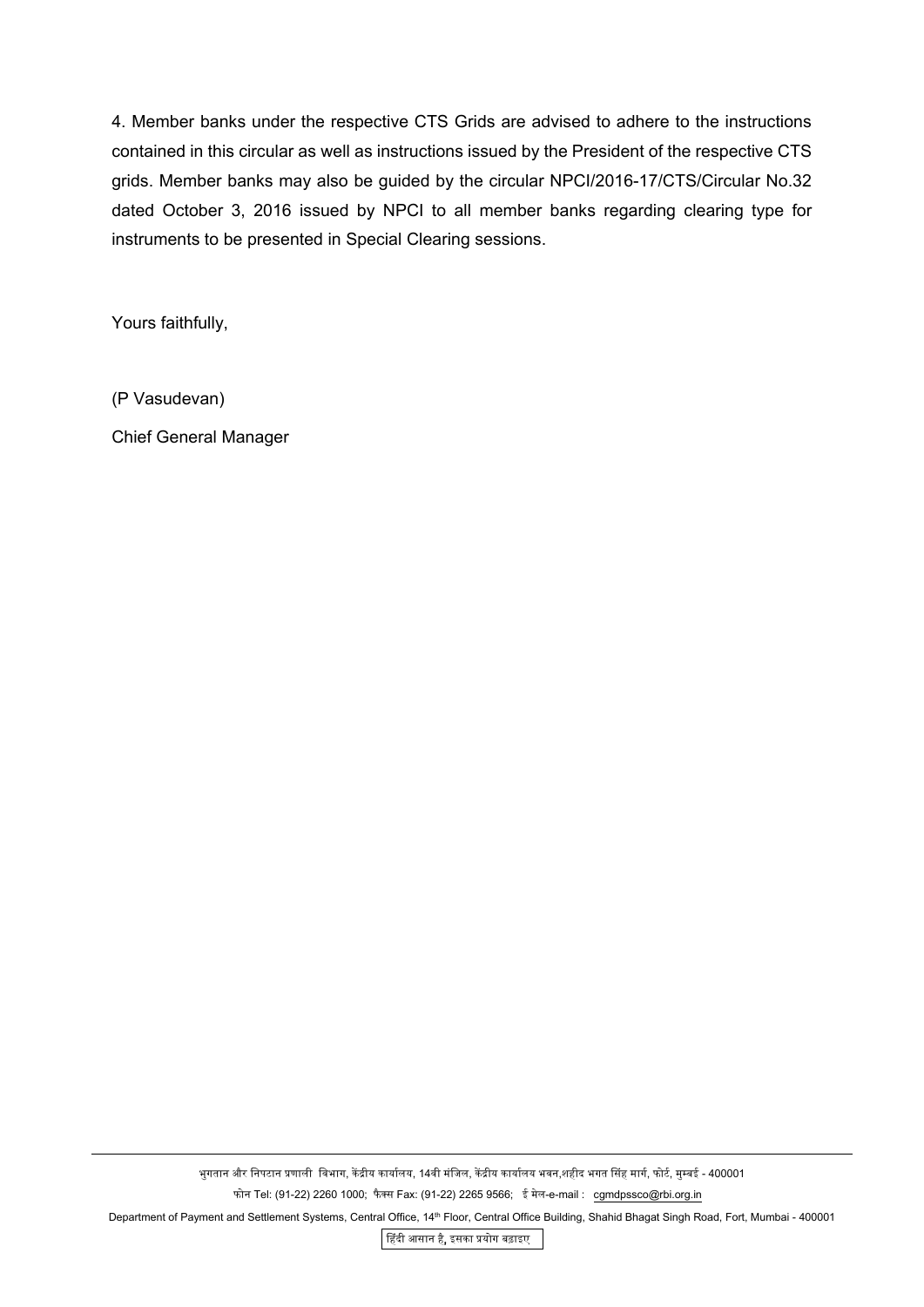4. Member banks under the respective CTS Grids are advised to adhere to the instructions contained in this circular as well as instructions issued by the President of the respective CTS grids. Member banks may also be guided by the circular NPCI/2016-17/CTS/Circular No.32 dated October 3, 2016 issued by NPCI to all member banks regarding clearing type for instruments to be presented in Special Clearing sessions.

Yours faithfully,

(P Vasudevan)

Chief General Manager